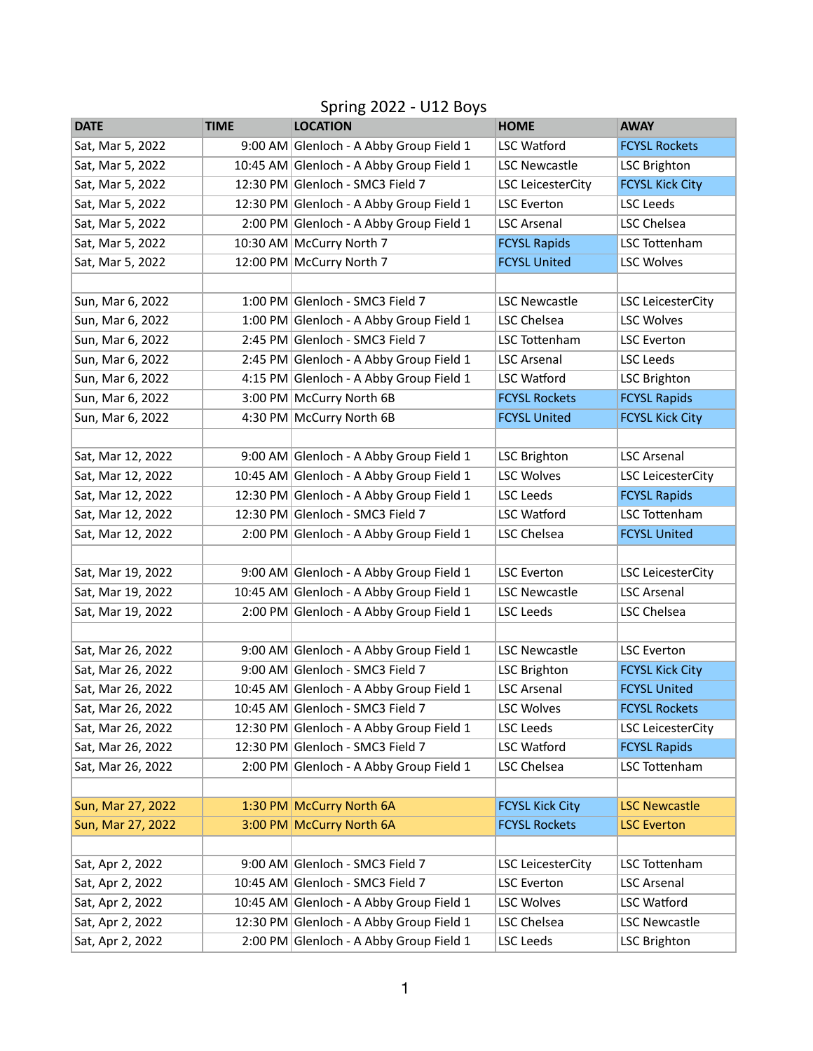# Spring 2022 - U12 Boys

| DATE | TIME | LOCATION | HOME | AWAY |
|---|---|---|---|---|
| Sat, Mar 5, 2022 | 9:00 AM | Glenloch - A Abby Group Field 1 | LSC Watford | FCYSL Rockets |
| Sat, Mar 5, 2022 | 10:45 AM | Glenloch - A Abby Group Field 1 | LSC Newcastle | LSC Brighton |
| Sat, Mar 5, 2022 | 12:30 PM | Glenloch - SMC3 Field 7 | LSC LeicesterCity | FCYSL Kick City |
| Sat, Mar 5, 2022 | 12:30 PM | Glenloch - A Abby Group Field 1 | LSC Everton | LSC Leeds |
| Sat, Mar 5, 2022 | 2:00 PM | Glenloch - A Abby Group Field 1 | LSC Arsenal | LSC Chelsea |
| Sat, Mar 5, 2022 | 10:30 AM | McCurry North 7 | FCYSL Rapids | LSC Tottenham |
| Sat, Mar 5, 2022 | 12:00 PM | McCurry North 7 | FCYSL United | LSC Wolves |
| | | | | |
| Sun, Mar 6, 2022 | 1:00 PM | Glenloch - SMC3 Field 7 | LSC Newcastle | LSC LeicesterCity |
| Sun, Mar 6, 2022 | 1:00 PM | Glenloch - A Abby Group Field 1 | LSC Chelsea | LSC Wolves |
| Sun, Mar 6, 2022 | 2:45 PM | Glenloch - SMC3 Field 7 | LSC Tottenham | LSC Everton |
| Sun, Mar 6, 2022 | 2:45 PM | Glenloch - A Abby Group Field 1 | LSC Arsenal | LSC Leeds |
| Sun, Mar 6, 2022 | 4:15 PM | Glenloch - A Abby Group Field 1 | LSC Watford | LSC Brighton |
| Sun, Mar 6, 2022 | 3:00 PM | McCurry North 6B | FCYSL Rockets | FCYSL Rapids |
| Sun, Mar 6, 2022 | 4:30 PM | McCurry North 6B | FCYSL United | FCYSL Kick City |
| | | | | |
| Sat, Mar 12, 2022 | 9:00 AM | Glenloch - A Abby Group Field 1 | LSC Brighton | LSC Arsenal |
| Sat, Mar 12, 2022 | 10:45 AM | Glenloch - A Abby Group Field 1 | LSC Wolves | LSC LeicesterCity |
| Sat, Mar 12, 2022 | 12:30 PM | Glenloch - A Abby Group Field 1 | LSC Leeds | FCYSL Rapids |
| Sat, Mar 12, 2022 | 12:30 PM | Glenloch - SMC3 Field 7 | LSC Watford | LSC Tottenham |
| Sat, Mar 12, 2022 | 2:00 PM | Glenloch - A Abby Group Field 1 | LSC Chelsea | FCYSL United |
| | | | | |
| Sat, Mar 19, 2022 | 9:00 AM | Glenloch - A Abby Group Field 1 | LSC Everton | LSC LeicesterCity |
| Sat, Mar 19, 2022 | 10:45 AM | Glenloch - A Abby Group Field 1 | LSC Newcastle | LSC Arsenal |
| Sat, Mar 19, 2022 | 2:00 PM | Glenloch - A Abby Group Field 1 | LSC Leeds | LSC Chelsea |
| | | | | |
| Sat, Mar 26, 2022 | 9:00 AM | Glenloch - A Abby Group Field 1 | LSC Newcastle | LSC Everton |
| Sat, Mar 26, 2022 | 9:00 AM | Glenloch - SMC3 Field 7 | LSC Brighton | FCYSL Kick City |
| Sat, Mar 26, 2022 | 10:45 AM | Glenloch - A Abby Group Field 1 | LSC Arsenal | FCYSL United |
| Sat, Mar 26, 2022 | 10:45 AM | Glenloch - SMC3 Field 7 | LSC Wolves | FCYSL Rockets |
| Sat, Mar 26, 2022 | 12:30 PM | Glenloch - A Abby Group Field 1 | LSC Leeds | LSC LeicesterCity |
| Sat, Mar 26, 2022 | 12:30 PM | Glenloch - SMC3 Field 7 | LSC Watford | FCYSL Rapids |
| Sat, Mar 26, 2022 | 2:00 PM | Glenloch - A Abby Group Field 1 | LSC Chelsea | LSC Tottenham |
| | | | | |
| Sun, Mar 27, 2022 | 1:30 PM | McCurry North 6A | FCYSL Kick City | LSC Newcastle |
| Sun, Mar 27, 2022 | 3:00 PM | McCurry North 6A | FCYSL Rockets | LSC Everton |
| | | | | |
| Sat, Apr 2, 2022 | 9:00 AM | Glenloch - SMC3 Field 7 | LSC LeicesterCity | LSC Tottenham |
| Sat, Apr 2, 2022 | 10:45 AM | Glenloch - SMC3 Field 7 | LSC Everton | LSC Arsenal |
| Sat, Apr 2, 2022 | 10:45 AM | Glenloch - A Abby Group Field 1 | LSC Wolves | LSC Watford |
| Sat, Apr 2, 2022 | 12:30 PM | Glenloch - A Abby Group Field 1 | LSC Chelsea | LSC Newcastle |
| Sat, Apr 2, 2022 | 2:00 PM | Glenloch - A Abby Group Field 1 | LSC Leeds | LSC Brighton |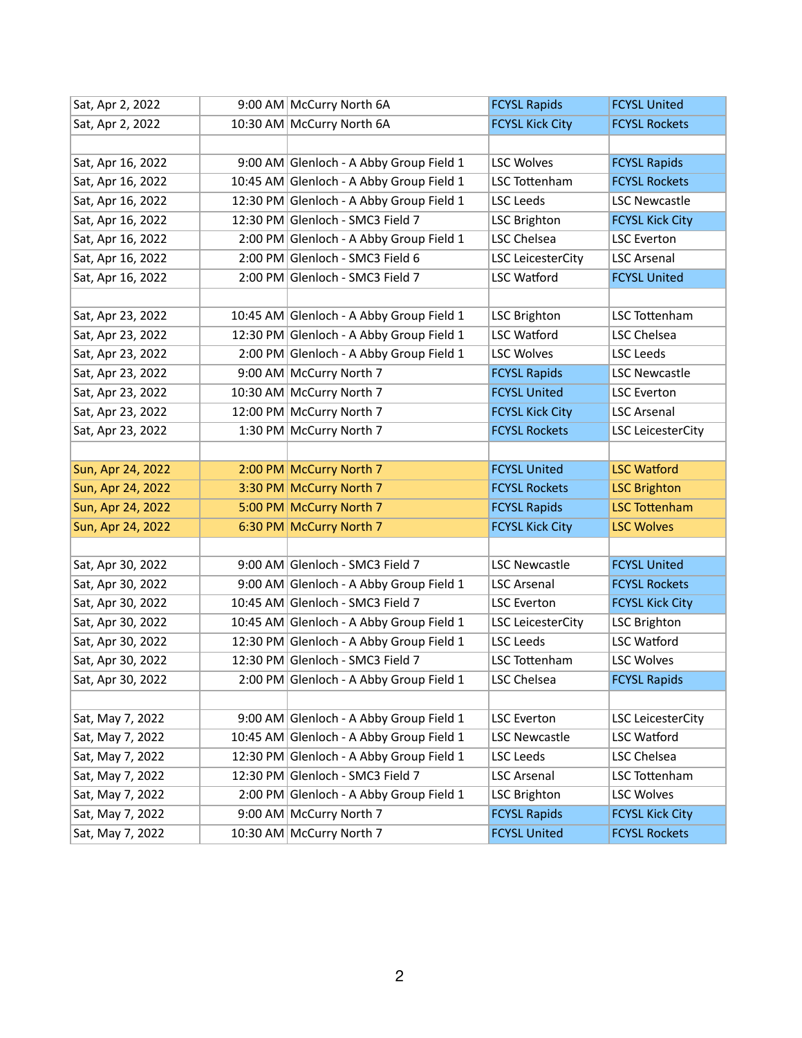| | | | | |
|---|---|---|---|---|
| Sat, Apr 2, 2022 | 9:00 AM | McCurry North 6A | FCYSL Rapids | FCYSL United |
| Sat, Apr 2, 2022 | 10:30 AM | McCurry North 6A | FCYSL Kick City | FCYSL Rockets |
| | | | | |
| Sat, Apr 16, 2022 | 9:00 AM | Glenloch - A Abby Group Field 1 | LSC Wolves | FCYSL Rapids |
| Sat, Apr 16, 2022 | 10:45 AM | Glenloch - A Abby Group Field 1 | LSC Tottenham | FCYSL Rockets |
| Sat, Apr 16, 2022 | 12:30 PM | Glenloch - A Abby Group Field 1 | LSC Leeds | LSC Newcastle |
| Sat, Apr 16, 2022 | 12:30 PM | Glenloch - SMC3 Field 7 | LSC Brighton | FCYSL Kick City |
| Sat, Apr 16, 2022 | 2:00 PM | Glenloch - A Abby Group Field 1 | LSC Chelsea | LSC Everton |
| Sat, Apr 16, 2022 | 2:00 PM | Glenloch - SMC3 Field 6 | LSC LeicesterCity | LSC Arsenal |
| Sat, Apr 16, 2022 | 2:00 PM | Glenloch - SMC3 Field 7 | LSC Watford | FCYSL United |
| | | | | |
| Sat, Apr 23, 2022 | 10:45 AM | Glenloch - A Abby Group Field 1 | LSC Brighton | LSC Tottenham |
| Sat, Apr 23, 2022 | 12:30 PM | Glenloch - A Abby Group Field 1 | LSC Watford | LSC Chelsea |
| Sat, Apr 23, 2022 | 2:00 PM | Glenloch - A Abby Group Field 1 | LSC Wolves | LSC Leeds |
| Sat, Apr 23, 2022 | 9:00 AM | McCurry North 7 | FCYSL Rapids | LSC Newcastle |
| Sat, Apr 23, 2022 | 10:30 AM | McCurry North 7 | FCYSL United | LSC Everton |
| Sat, Apr 23, 2022 | 12:00 PM | McCurry North 7 | FCYSL Kick City | LSC Arsenal |
| Sat, Apr 23, 2022 | 1:30 PM | McCurry North 7 | FCYSL Rockets | LSC LeicesterCity |
| | | | | |
| Sun, Apr 24, 2022 | 2:00 PM | McCurry North 7 | FCYSL United | LSC Watford |
| Sun, Apr 24, 2022 | 3:30 PM | McCurry North 7 | FCYSL Rockets | LSC Brighton |
| Sun, Apr 24, 2022 | 5:00 PM | McCurry North 7 | FCYSL Rapids | LSC Tottenham |
| Sun, Apr 24, 2022 | 6:30 PM | McCurry North 7 | FCYSL Kick City | LSC Wolves |
| | | | | |
| Sat, Apr 30, 2022 | 9:00 AM | Glenloch - SMC3 Field 7 | LSC Newcastle | FCYSL United |
| Sat, Apr 30, 2022 | 9:00 AM | Glenloch - A Abby Group Field 1 | LSC Arsenal | FCYSL Rockets |
| Sat, Apr 30, 2022 | 10:45 AM | Glenloch - SMC3 Field 7 | LSC Everton | FCYSL Kick City |
| Sat, Apr 30, 2022 | 10:45 AM | Glenloch - A Abby Group Field 1 | LSC LeicesterCity | LSC Brighton |
| Sat, Apr 30, 2022 | 12:30 PM | Glenloch - A Abby Group Field 1 | LSC Leeds | LSC Watford |
| Sat, Apr 30, 2022 | 12:30 PM | Glenloch - SMC3 Field 7 | LSC Tottenham | LSC Wolves |
| Sat, Apr 30, 2022 | 2:00 PM | Glenloch - A Abby Group Field 1 | LSC Chelsea | FCYSL Rapids |
| | | | | |
| Sat, May 7, 2022 | 9:00 AM | Glenloch - A Abby Group Field 1 | LSC Everton | LSC LeicesterCity |
| Sat, May 7, 2022 | 10:45 AM | Glenloch - A Abby Group Field 1 | LSC Newcastle | LSC Watford |
| Sat, May 7, 2022 | 12:30 PM | Glenloch - A Abby Group Field 1 | LSC Leeds | LSC Chelsea |
| Sat, May 7, 2022 | 12:30 PM | Glenloch - SMC3 Field 7 | LSC Arsenal | LSC Tottenham |
| Sat, May 7, 2022 | 2:00 PM | Glenloch - A Abby Group Field 1 | LSC Brighton | LSC Wolves |
| Sat, May 7, 2022 | 9:00 AM | McCurry North 7 | FCYSL Rapids | FCYSL Kick City |
| Sat, May 7, 2022 | 10:30 AM | McCurry North 7 | FCYSL United | FCYSL Rockets |